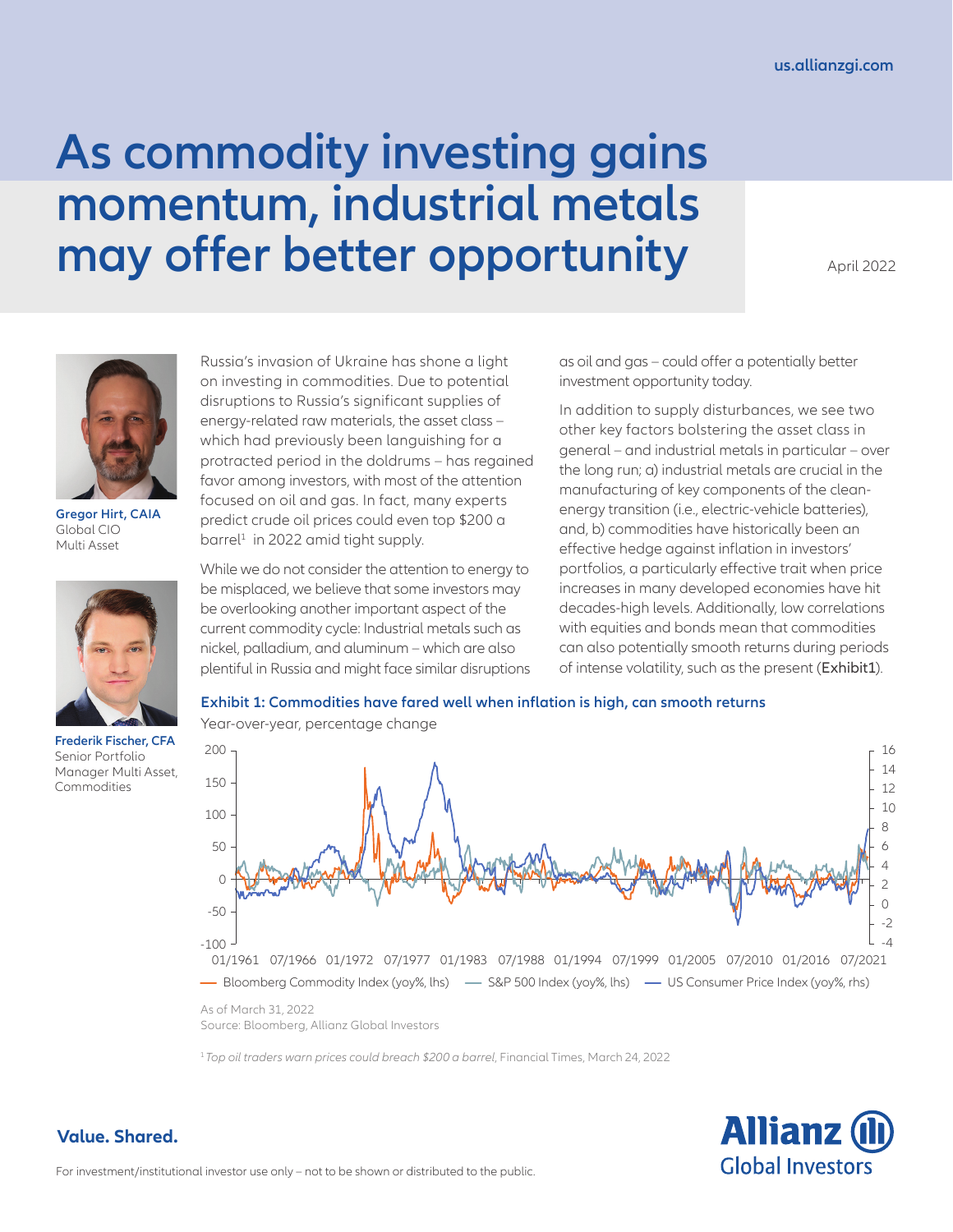# As commodity investing gains momentum, industrial metals may offer better opportunity

April 2022

**Gregor Hirt, CAIA**
Global CIO
Multi Asset

**Frederik Fischer, CFA**
Senior Portfolio Manager Multi Asset, Commodities

Russia's invasion of Ukraine has shone a light on investing in commodities. Due to potential disruptions to Russia's significant supplies of energy-related raw materials, the asset class – which had previously been languishing for a protracted period in the doldrums – has regained favor among investors, with most of the attention focused on oil and gas. In fact, many experts predict crude oil prices could even top $200 a barrel[1] in 2022 amid tight supply.

While we do not consider the attention to energy to be misplaced, we believe that some investors may be overlooking another important aspect of the current commodity cycle: Industrial metals such as nickel, palladium, and aluminum – which are also plentiful in Russia and might face similar disruptions as oil and gas – could offer a potentially better investment opportunity today.

In addition to supply disturbances, we see two other key factors bolstering the asset class in general – and industrial metals in particular – over the long run; a) industrial metals are crucial in the manufacturing of key components of the clean-energy transition (i.e., electric-vehicle batteries), and, b) commodities have historically been an effective hedge against inflation in investors' portfolios, a particularly effective trait when price increases in many developed economies have hit decades-high levels. Additionally, low correlations with equities and bonds mean that commodities can also potentially smooth returns during periods of intense volatility, such as the present (Exhibit1).

**Exhibit 1: Commodities have fared well when inflation is high, can smooth returns**

Year-over-year, percentage change

— Bloomberg Commodity Index (yoy%, lhs) — S&P 500 Index (yoy%, lhs) — US Consumer Price Index (yoy%, rhs)

As of March 31, 2022
Source: Bloomberg, Allianz Global Investors

[1] *Top oil traders warn prices could breach $200 a barrel*, Financial Times, March 24, 2022

**Value. Shared.**

For investment/institutional investor use only – not to be shown or distributed to the public.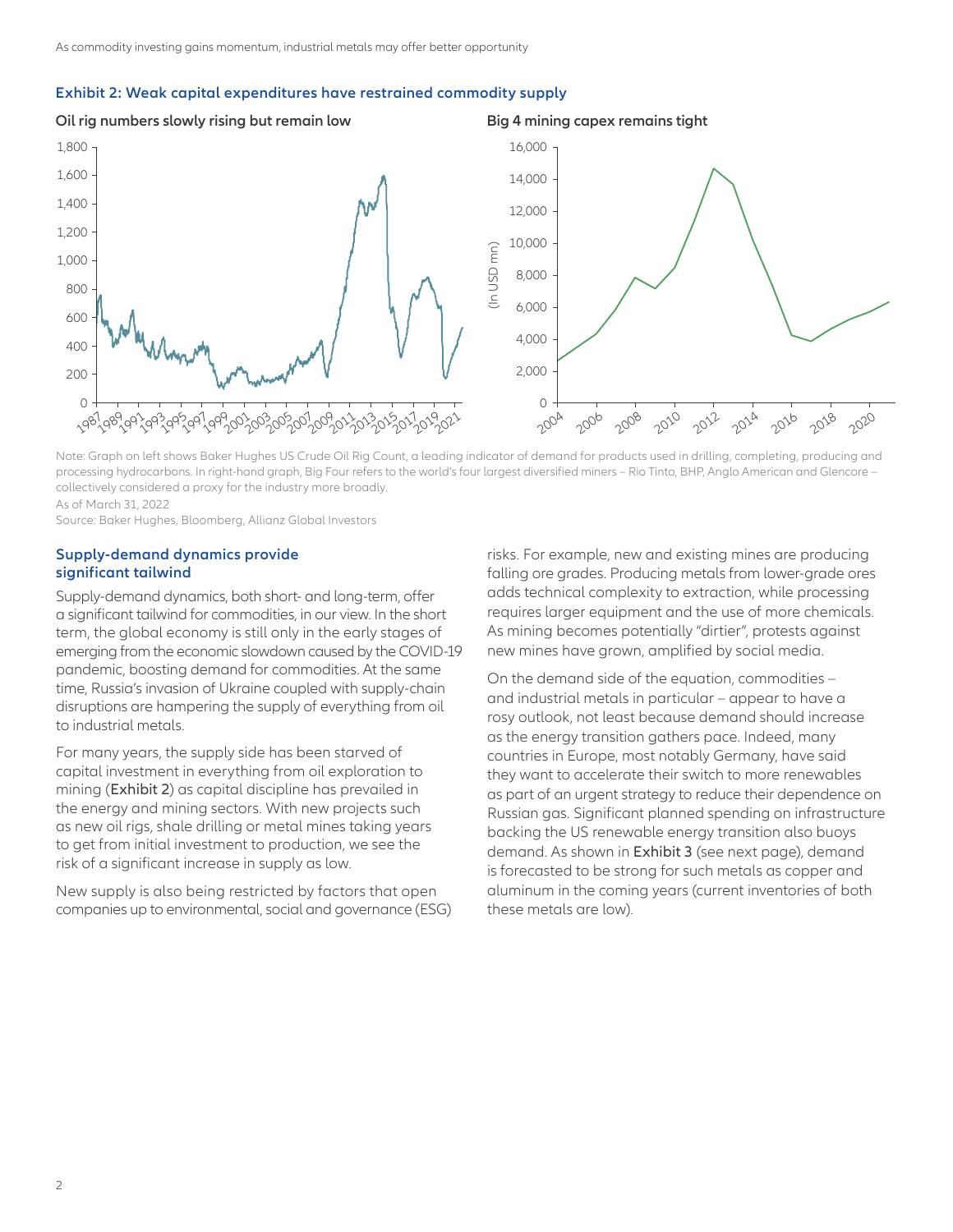## Exhibit 2: Weak capital expenditures have restrained commodity supply

**Oil rig numbers slowly rising but remain low**

**Big 4 mining capex remains tight**

Note: Graph on left shows Baker Hughes US Crude Oil Rig Count, a leading indicator of demand for products used in drilling, completing, producing and processing hydrocarbons. In right-hand graph, Big Four refers to the world's four largest diversified miners – Rio Tinto, BHP, Anglo American and Glencore – collectively considered a proxy for the industry more broadly.
As of March 31, 2022
Source: Baker Hughes, Bloomberg, Allianz Global Investors

### Supply-demand dynamics provide significant tailwind

Supply-demand dynamics, both short- and long-term, offer a significant tailwind for commodities, in our view. In the short term, the global economy is still only in the early stages of emerging from the economic slowdown caused by the COVID-19 pandemic, boosting demand for commodities. At the same time, Russia's invasion of Ukraine coupled with supply-chain disruptions are hampering the supply of everything from oil to industrial metals.

For many years, the supply side has been starved of capital investment in everything from oil exploration to mining (Exhibit 2) as capital discipline has prevailed in the energy and mining sectors. With new projects such as new oil rigs, shale drilling or metal mines taking years to get from initial investment to production, we see the risk of a significant increase in supply as low.

New supply is also being restricted by factors that open companies up to environmental, social and governance (ESG) risks. For example, new and existing mines are producing falling ore grades. Producing metals from lower-grade ores adds technical complexity to extraction, while processing requires larger equipment and the use of more chemicals. As mining becomes potentially "dirtier", protests against new mines have grown, amplified by social media.

On the demand side of the equation, commodities – and industrial metals in particular – appear to have a rosy outlook, not least because demand should increase as the energy transition gathers pace. Indeed, many countries in Europe, most notably Germany, have said they want to accelerate their switch to more renewables as part of an urgent strategy to reduce their dependence on Russian gas. Significant planned spending on infrastructure backing the US renewable energy transition also buoys demand. As shown in Exhibit 3 (see next page), demand is forecasted to be strong for such metals as copper and aluminum in the coming years (current inventories of both these metals are low).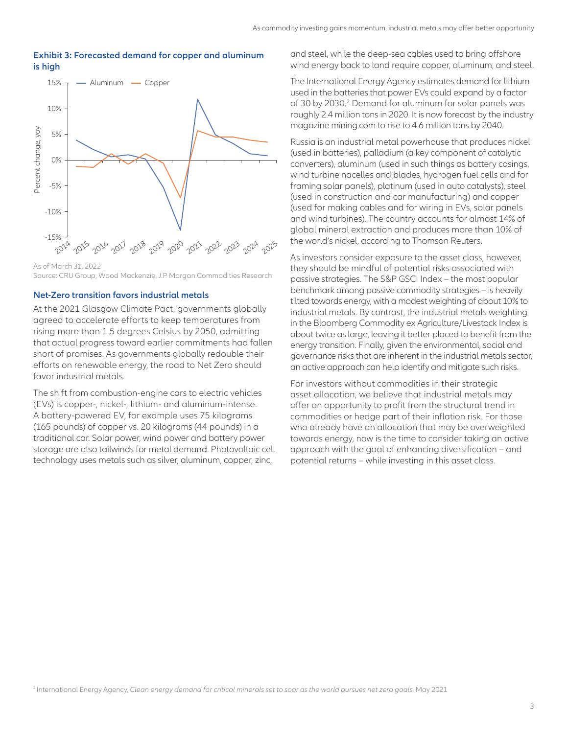**Exhibit 3: Forecasted demand for copper and aluminum is high**

As of March 31, 2022
Source: CRU Group, Wood Mackenzie, J.P Morgan Commodities Research

### Net-Zero transition favors industrial metals

At the 2021 Glasgow Climate Pact, governments globally agreed to accelerate efforts to keep temperatures from rising more than 1.5 degrees Celsius by 2050, admitting that actual progress toward earlier commitments had fallen short of promises. As governments globally redouble their efforts on renewable energy, the road to Net Zero should favor industrial metals.

The shift from combustion-engine cars to electric vehicles (EVs) is copper-, nickel-, lithium- and aluminum-intense. A battery-powered EV, for example uses 75 kilograms (165 pounds) of copper vs. 20 kilograms (44 pounds) in a traditional car. Solar power, wind power and battery power storage are also tailwinds for metal demand. Photovoltaic cell technology uses metals such as silver, aluminum, copper, zinc, and steel, while the deep-sea cables used to bring offshore wind energy back to land require copper, aluminum, and steel.

The International Energy Agency estimates demand for lithium used in the batteries that power EVs could expand by a factor of 30 by 2030.[2] Demand for aluminum for solar panels was roughly 2.4 million tons in 2020. It is now forecast by the industry magazine mining.com to rise to 4.6 million tons by 2040.

Russia is an industrial metal powerhouse that produces nickel (used in batteries), palladium (a key component of catalytic converters), aluminum (used in such things as battery casings, wind turbine nacelles and blades, hydrogen fuel cells and for framing solar panels), platinum (used in auto catalysts), steel (used in construction and car manufacturing) and copper (used for making cables and for wiring in EVs, solar panels and wind turbines). The country accounts for almost 14% of global mineral extraction and produces more than 10% of the world's nickel, according to Thomson Reuters.

As investors consider exposure to the asset class, however, they should be mindful of potential risks associated with passive strategies. The S&P GSCI Index – the most popular benchmark among passive commodity strategies – is heavily tilted towards energy, with a modest weighting of about 10% to industrial metals. By contrast, the industrial metals weighting in the Bloomberg Commodity ex Agriculture/Livestock Index is about twice as large, leaving it better placed to benefit from the energy transition. Finally, given the environmental, social and governance risks that are inherent in the industrial metals sector, an active approach can help identify and mitigate such risks.

For investors without commodities in their strategic asset allocation, we believe that industrial metals may offer an opportunity to profit from the structural trend in commodities or hedge part of their inflation risk. For those who already have an allocation that may be overweighted towards energy, now is the time to consider taking an active approach with the goal of enhancing diversification – and potential returns – while investing in this asset class.

[2] International Energy Agency, *Clean energy demand for critical minerals set to soar as the world pursues net zero goals*, May 2021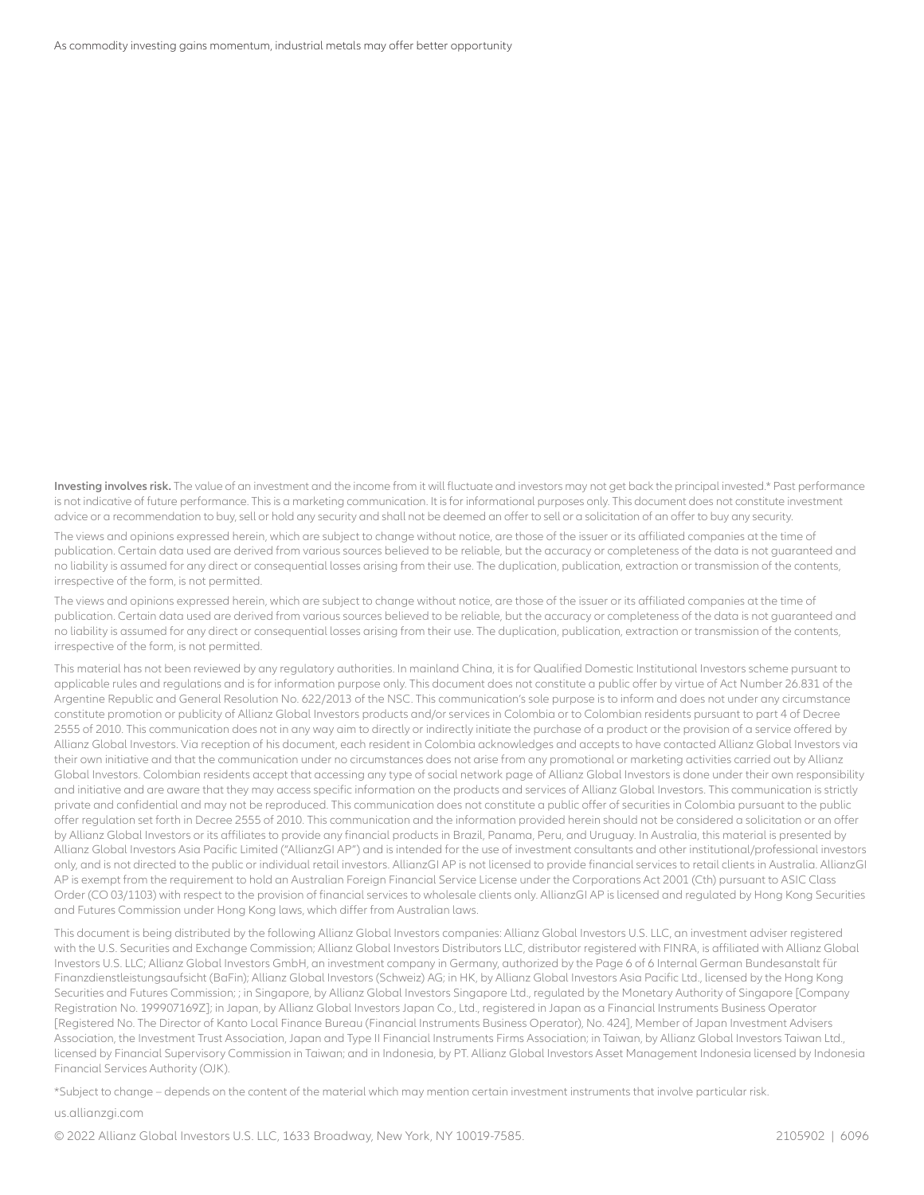**Investing involves risk.** The value of an investment and the income from it will fluctuate and investors may not get back the principal invested.* Past performance is not indicative of future performance. This is a marketing communication. It is for informational purposes only. This document does not constitute investment advice or a recommendation to buy, sell or hold any security and shall not be deemed an offer to sell or a solicitation of an offer to buy any security.

The views and opinions expressed herein, which are subject to change without notice, are those of the issuer or its affiliated companies at the time of publication. Certain data used are derived from various sources believed to be reliable, but the accuracy or completeness of the data is not guaranteed and no liability is assumed for any direct or consequential losses arising from their use. The duplication, publication, extraction or transmission of the contents, irrespective of the form, is not permitted.

The views and opinions expressed herein, which are subject to change without notice, are those of the issuer or its affiliated companies at the time of publication. Certain data used are derived from various sources believed to be reliable, but the accuracy or completeness of the data is not guaranteed and no liability is assumed for any direct or consequential losses arising from their use. The duplication, publication, extraction or transmission of the contents, irrespective of the form, is not permitted.

This material has not been reviewed by any regulatory authorities. In mainland China, it is for Qualified Domestic Institutional Investors scheme pursuant to applicable rules and regulations and is for information purpose only. This document does not constitute a public offer by virtue of Act Number 26.831 of the Argentine Republic and General Resolution No. 622/2013 of the NSC. This communication's sole purpose is to inform and does not under any circumstance constitute promotion or publicity of Allianz Global Investors products and/or services in Colombia or to Colombian residents pursuant to part 4 of Decree 2555 of 2010. This communication does not in any way aim to directly or indirectly initiate the purchase of a product or the provision of a service offered by Allianz Global Investors. Via reception of his document, each resident in Colombia acknowledges and accepts to have contacted Allianz Global Investors via their own initiative and that the communication under no circumstances does not arise from any promotional or marketing activities carried out by Allianz Global Investors. Colombian residents accept that accessing any type of social network page of Allianz Global Investors is done under their own responsibility and initiative and are aware that they may access specific information on the products and services of Allianz Global Investors. This communication is strictly private and confidential and may not be reproduced. This communication does not constitute a public offer of securities in Colombia pursuant to the public offer regulation set forth in Decree 2555 of 2010. This communication and the information provided herein should not be considered a solicitation or an offer by Allianz Global Investors or its affiliates to provide any financial products in Brazil, Panama, Peru, and Uruguay. In Australia, this material is presented by Allianz Global Investors Asia Pacific Limited ("AllianzGI AP") and is intended for the use of investment consultants and other institutional/professional investors only, and is not directed to the public or individual retail investors. AllianzGI AP is not licensed to provide financial services to retail clients in Australia. AllianzGI AP is exempt from the requirement to hold an Australian Foreign Financial Service License under the Corporations Act 2001 (Cth) pursuant to ASIC Class Order (CO 03/1103) with respect to the provision of financial services to wholesale clients only. AllianzGI AP is licensed and regulated by Hong Kong Securities and Futures Commission under Hong Kong laws, which differ from Australian laws.

This document is being distributed by the following Allianz Global Investors companies: Allianz Global Investors U.S. LLC, an investment adviser registered with the U.S. Securities and Exchange Commission; Allianz Global Investors Distributors LLC, distributor registered with FINRA, is affiliated with Allianz Global Investors U.S. LLC; Allianz Global Investors GmbH, an investment company in Germany, authorized by the Page 6 of 6 Internal German Bundesanstalt für Finanzdienstleistungsaufsicht (BaFin); Allianz Global Investors (Schweiz) AG; in HK, by Allianz Global Investors Asia Pacific Ltd., licensed by the Hong Kong Securities and Futures Commission; ; in Singapore, by Allianz Global Investors Singapore Ltd., regulated by the Monetary Authority of Singapore [Company Registration No. 199907169Z]; in Japan, by Allianz Global Investors Japan Co., Ltd., registered in Japan as a Financial Instruments Business Operator [Registered No. The Director of Kanto Local Finance Bureau (Financial Instruments Business Operator), No. 424], Member of Japan Investment Advisers Association, the Investment Trust Association, Japan and Type II Financial Instruments Firms Association; in Taiwan, by Allianz Global Investors Taiwan Ltd., licensed by Financial Supervisory Commission in Taiwan; and in Indonesia, by PT. Allianz Global Investors Asset Management Indonesia licensed by Indonesia Financial Services Authority (OJK).

*Subject to change – depends on the content of the material which may mention certain investment instruments that involve particular risk.

us.allianzgi.com

© 2022 Allianz Global Investors U.S. LLC, 1633 Broadway, New York, NY 10019-7585.

2105902 | 6096